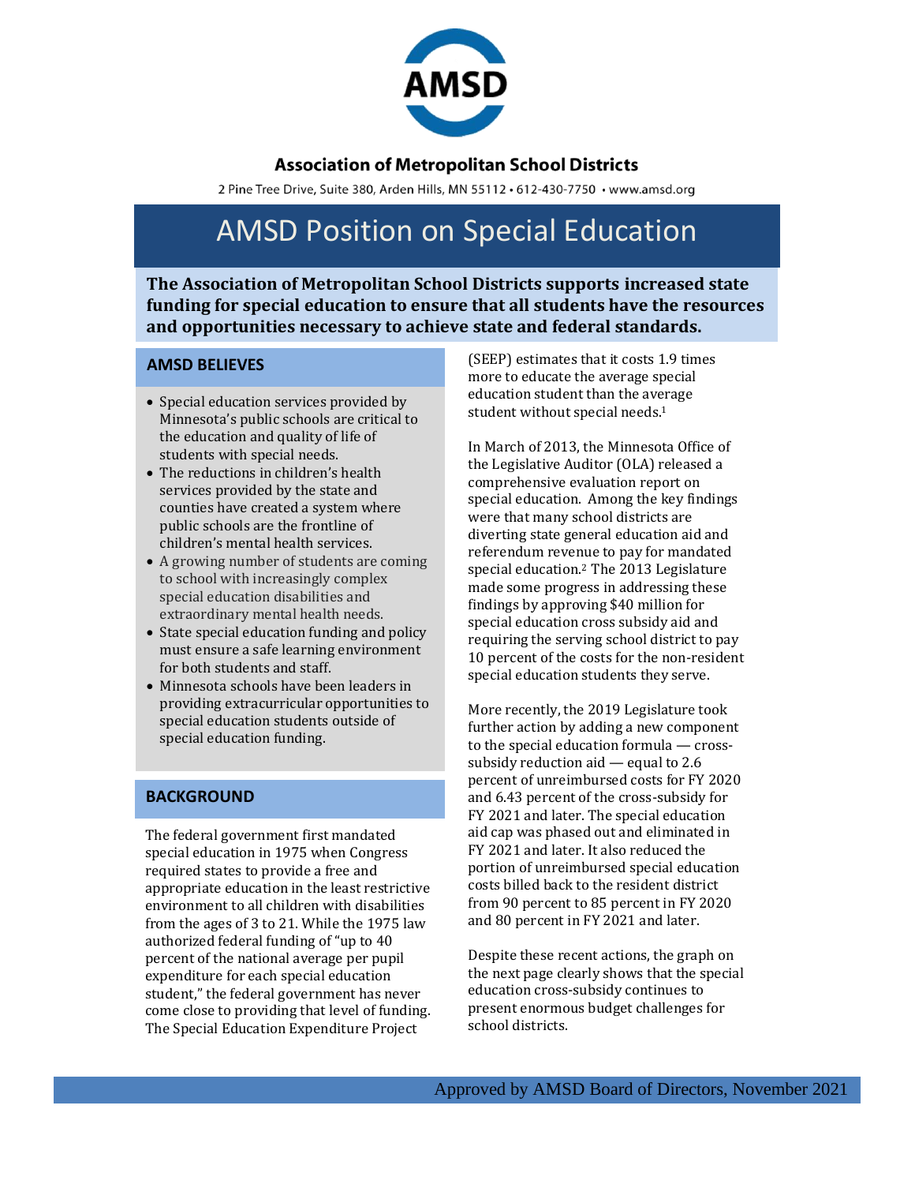# Association of Metropolitan School Districts

2 Pine Tree Drive, Suite 380, Arden Hills, MN 55112 • 612-430-7750 • www.amsd.org

# AMSD Position on Special Education

**The Association of Metropolitan School Districts supports increased state funding for special education to ensure that all students have the resources and opportunities necessary to achieve state and federal standards.**

## AMSD BELIEVES

- Special education services provided by Minnesota's public schools are critical to the education and quality of life of students with special needs.
- The reductions in children's health services provided by the state and counties have created a system where public schools are the frontline of children's mental health services.
- A growing number of students are coming to school with increasingly complex special education disabilities and extraordinary mental health needs.
- State special education funding and policy must ensure a safe learning environment for both students and staff.
- Minnesota schools have been leaders in providing extracurricular opportunities to special education students outside of special education funding.

## BACKGROUND

The federal government first mandated special education in 1975 when Congress required states to provide a free and appropriate education in the least restrictive environment to all children with disabilities from the ages of 3 to 21. While the 1975 law authorized federal funding of "up to 40 percent of the national average per pupil expenditure for each special education student," the federal government has never come close to providing that level of funding. The Special Education Expenditure Project (SEEP) estimates that it costs 1.9 times more to educate the average special education student than the average student without special needs.[1]

In March of 2013, the Minnesota Office of the Legislative Auditor (OLA) released a comprehensive evaluation report on special education. Among the key findings were that many school districts are diverting state general education aid and referendum revenue to pay for mandated special education.[2] The 2013 Legislature made some progress in addressing these findings by approving $40 million for special education cross subsidy aid and requiring the serving school district to pay 10 percent of the costs for the non-resident special education students they serve.

More recently, the 2019 Legislature took further action by adding a new component to the special education formula — cross-subsidy reduction aid — equal to 2.6 percent of unreimbursed costs for FY 2020 and 6.43 percent of the cross-subsidy for FY 2021 and later. The special education aid cap was phased out and eliminated in FY 2021 and later. It also reduced the portion of unreimbursed special education costs billed back to the resident district from 90 percent to 85 percent in FY 2020 and 80 percent in FY 2021 and later.

Despite these recent actions, the graph on the next page clearly shows that the special education cross-subsidy continues to present enormous budget challenges for school districts.

Approved by AMSD Board of Directors, November 2021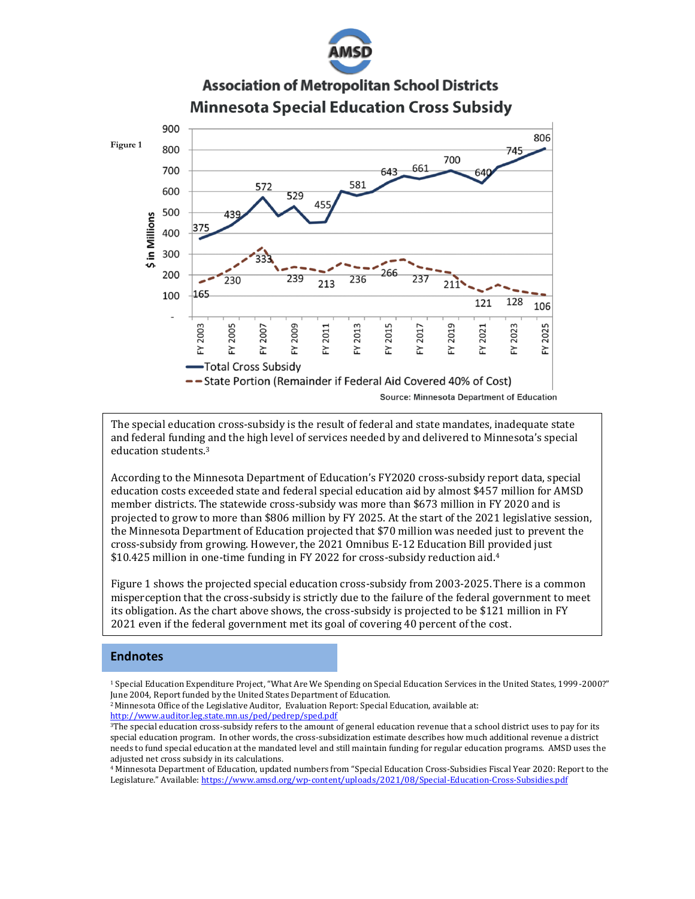# Association of Metropolitan School Districts

## Minnesota Special Education Cross Subsidy

Figure 1

900
800
700
600
500
400
300
200
100
-

$ in Millions

375
439
572
529
455
581
643
661
700
640
745
806

165
230
333
239
213
236
266
237
211
121
128
106

FY 2003
FY 2005
FY 2007
FY 2009
FY 2011
FY 2013
FY 2015
FY 2017
FY 2019
FY 2021
FY 2023
FY 2025

Total Cross Subsidy
State Portion (Remainder if Federal Aid Covered 40% of Cost)

Source: Minnesota Department of Education

The special education cross-subsidy is the result of federal and state mandates, inadequate state and federal funding and the high level of services needed by and delivered to Minnesota's special education students.[3]

According to the Minnesota Department of Education's FY2020 cross-subsidy report data, special education costs exceeded state and federal special education aid by almost $457 million for AMSD member districts. The statewide cross-subsidy was more than $673 million in FY 2020 and is projected to grow to more than $806 million by FY 2025. At the start of the 2021 legislative session, the Minnesota Department of Education projected that $70 million was needed just to prevent the cross-subsidy from growing. However, the 2021 Omnibus E-12 Education Bill provided just $10.425 million in one-time funding in FY 2022 for cross-subsidy reduction aid.[4]

Figure 1 shows the projected special education cross-subsidy from 2003-2025. There is a common misperception that the cross-subsidy is strictly due to the failure of the federal government to meet its obligation. As the chart above shows, the cross-subsidy is projected to be $121 million in FY 2021 even if the federal government met its goal of covering 40 percent of the cost.

## Endnotes

[1] Special Education Expenditure Project, "What Are We Spending on Special Education Services in the United States, 1999-2000?" June 2004, Report funded by the United States Department of Education.

[2] Minnesota Office of the Legislative Auditor, Evaluation Report: Special Education, available at: http://www.auditor.leg.state.mn.us/ped/pedrep/sped.pdf

[3] The special education cross-subsidy refers to the amount of general education revenue that a school district uses to pay for its special education program. In other words, the cross-subsidization estimate describes how much additional revenue a district needs to fund special education at the mandated level and still maintain funding for regular education programs. AMSD uses the adjusted net cross subsidy in its calculations.

[4] Minnesota Department of Education, updated numbers from "Special Education Cross-Subsidies Fiscal Year 2020: Report to the Legislature." Available: https://www.amsd.org/wp-content/uploads/2021/08/Special-Education-Cross-Subsidies.pdf